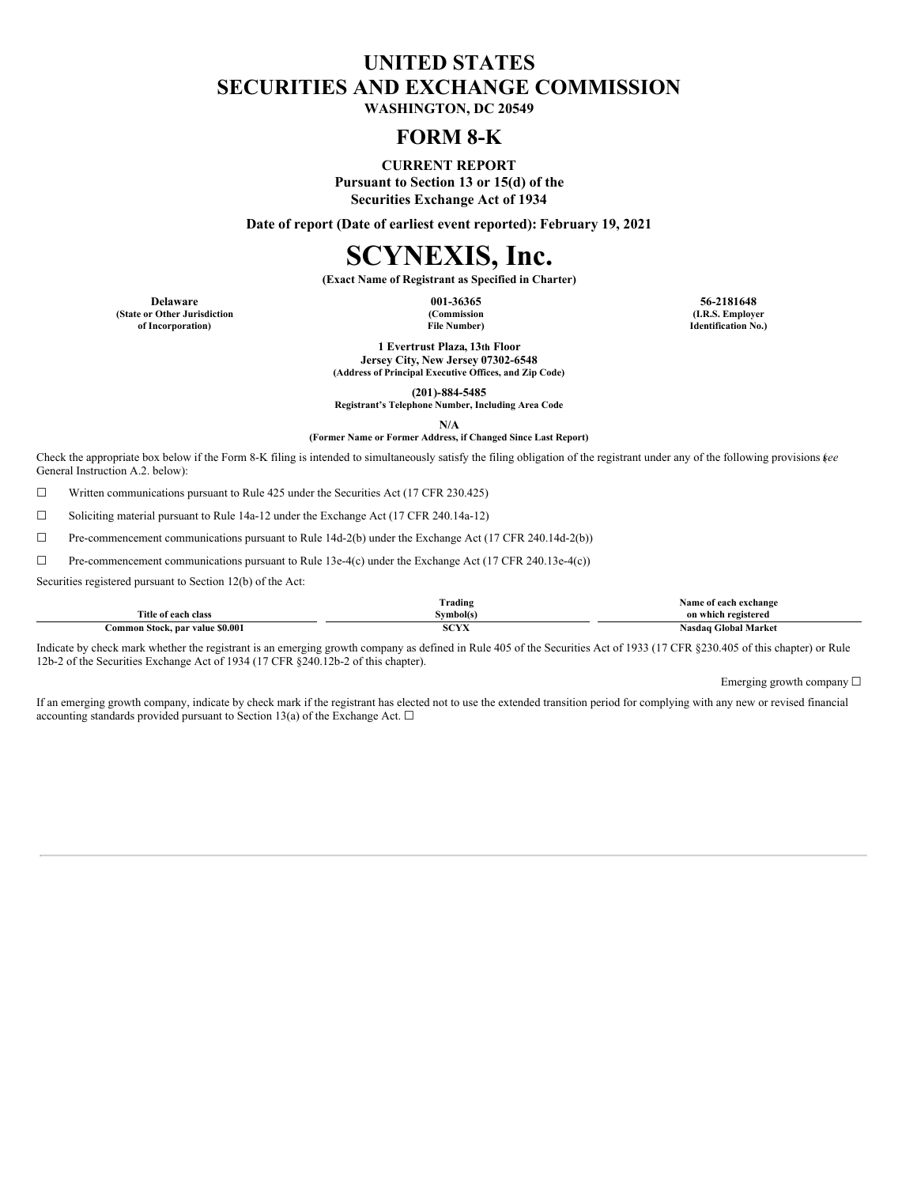# UNITED STATES
# SECURITIES AND EXCHANGE COMMISSION

**WASHINGTON, DC 20549**

## FORM 8-K

**CURRENT REPORT**
**Pursuant to Section 13 or 15(d) of the**
**Securities Exchange Act of 1934**

**Date of report (Date of earliest event reported): February 19, 2021**

# SCYNEXIS, Inc.

**(Exact Name of Registrant as Specified in Charter)**

| Delaware | 001-36365 | 56-2181648 |
|---|---|---|
| (State or Other Jurisdiction of Incorporation) | (Commission File Number) | (I.R.S. Employer Identification No.) |

**1 Evertrust Plaza, 13th Floor**
**Jersey City, New Jersey 07302-6548**
**(Address of Principal Executive Offices, and Zip Code)**

**(201)-884-5485**
**Registrant's Telephone Number, Including Area Code**

**N/A**
**(Former Name or Former Address, if Changed Since Last Report)**

Check the appropriate box below if the Form 8-K filing is intended to simultaneously satisfy the filing obligation of the registrant under any of the following provisions (*see* General Instruction A.2. below):

☐ Written communications pursuant to Rule 425 under the Securities Act (17 CFR 230.425)

☐ Soliciting material pursuant to Rule 14a-12 under the Exchange Act (17 CFR 240.14a-12)

☐ Pre-commencement communications pursuant to Rule 14d-2(b) under the Exchange Act (17 CFR 240.14d-2(b))

☐ Pre-commencement communications pursuant to Rule 13e-4(c) under the Exchange Act (17 CFR 240.13e-4(c))

Securities registered pursuant to Section 12(b) of the Act:

| Title of each class | Trading Symbol(s) | Name of each exchange on which registered |
|---|---|---|
| Common Stock, par value $0.001 | SCYX | Nasdaq Global Market |

Indicate by check mark whether the registrant is an emerging growth company as defined in Rule 405 of the Securities Act of 1933 (17 CFR §230.405 of this chapter) or Rule 12b-2 of the Securities Exchange Act of 1934 (17 CFR §240.12b-2 of this chapter).

Emerging growth company ☐

If an emerging growth company, indicate by check mark if the registrant has elected not to use the extended transition period for complying with any new or revised financial accounting standards provided pursuant to Section 13(a) of the Exchange Act. ☐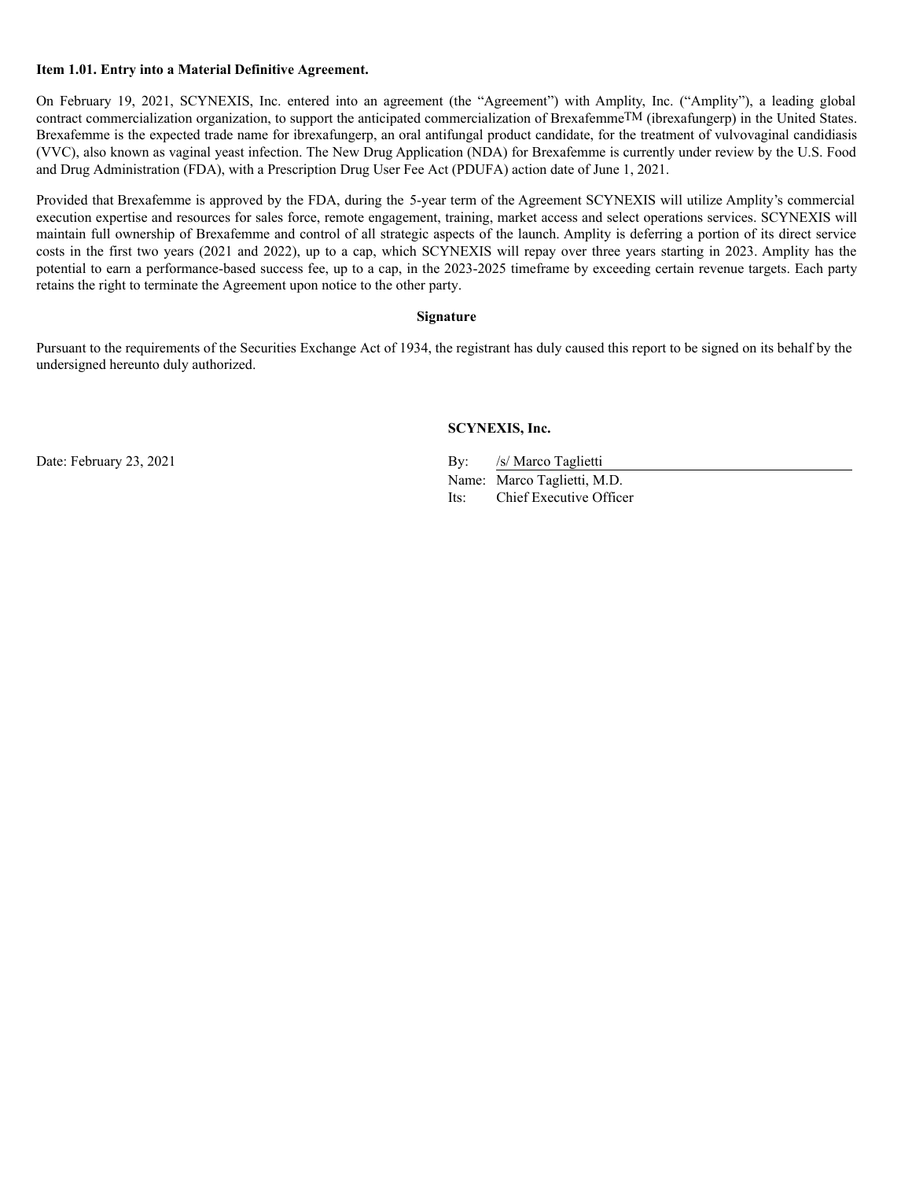**Item 1.01. Entry into a Material Definitive Agreement.**

On February 19, 2021, SCYNEXIS, Inc. entered into an agreement (the "Agreement") with Amplity, Inc. ("Amplity"), a leading global contract commercialization organization, to support the anticipated commercialization of Brexafemme™ (ibrexafungerp) in the United States. Brexafemme is the expected trade name for ibrexafungerp, an oral antifungal product candidate, for the treatment of vulvovaginal candidiasis (VVC), also known as vaginal yeast infection. The New Drug Application (NDA) for Brexafemme is currently under review by the U.S. Food and Drug Administration (FDA), with a Prescription Drug User Fee Act (PDUFA) action date of June 1, 2021.

Provided that Brexafemme is approved by the FDA, during the 5-year term of the Agreement SCYNEXIS will utilize Amplity's commercial execution expertise and resources for sales force, remote engagement, training, market access and select operations services. SCYNEXIS will maintain full ownership of Brexafemme and control of all strategic aspects of the launch. Amplity is deferring a portion of its direct service costs in the first two years (2021 and 2022), up to a cap, which SCYNEXIS will repay over three years starting in 2023. Amplity has the potential to earn a performance-based success fee, up to a cap, in the 2023-2025 timeframe by exceeding certain revenue targets. Each party retains the right to terminate the Agreement upon notice to the other party.

**Signature**

Pursuant to the requirements of the Securities Exchange Act of 1934, the registrant has duly caused this report to be signed on its behalf by the undersigned hereunto duly authorized.

**SCYNEXIS, Inc.**

Date: February 23, 2021

By: /s/ Marco Taglietti
Name: Marco Taglietti, M.D.
Its: Chief Executive Officer